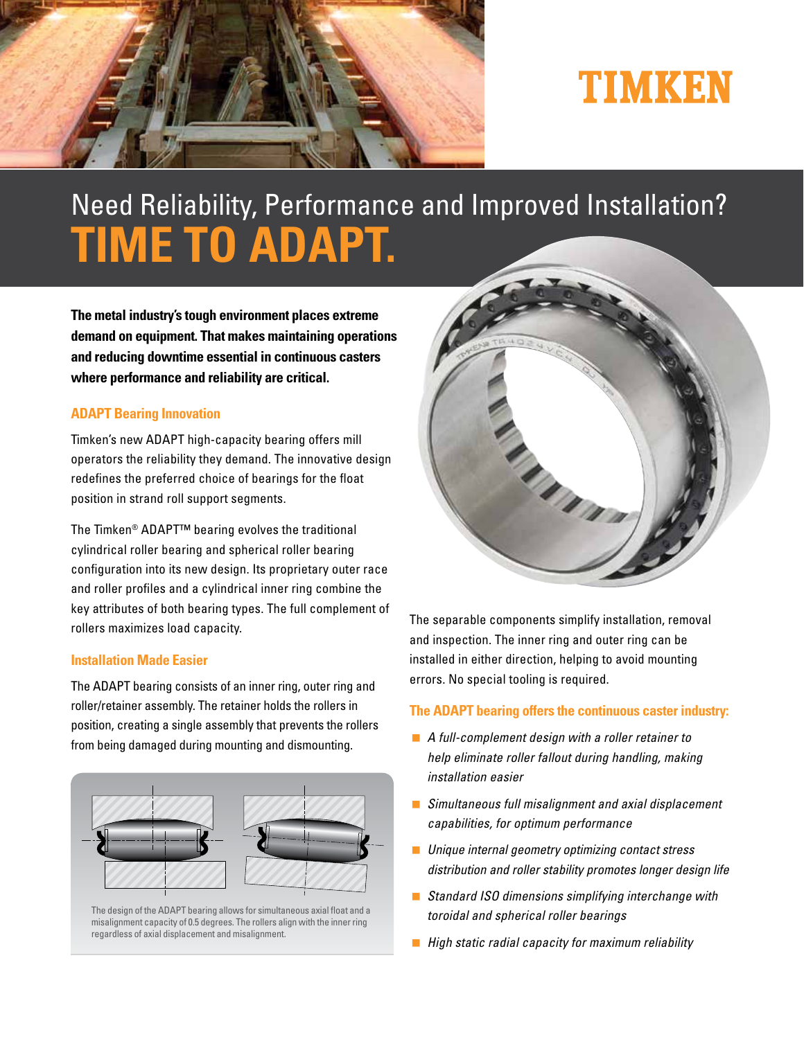TIMKEN

# Need Reliability, Performance and Improved Installation? TIME TO ADAPT.

**The metal industry's tough environment places extreme demand on equipment. That makes maintaining operations and reducing downtime essential in continuous casters where performance and reliability are critical.**

## ADAPT Bearing Innovation

Timken's new ADAPT high-capacity bearing offers mill operators the reliability they demand. The innovative design redefines the preferred choice of bearings for the float position in strand roll support segments.

The Timken® ADAPT™ bearing evolves the traditional cylindrical roller bearing and spherical roller bearing configuration into its new design. Its proprietary outer race and roller profiles and a cylindrical inner ring combine the key attributes of both bearing types. The full complement of rollers maximizes load capacity.

## Installation Made Easier

The ADAPT bearing consists of an inner ring, outer ring and roller/retainer assembly. The retainer holds the rollers in position, creating a single assembly that prevents the rollers from being damaged during mounting and dismounting.

The design of the ADAPT bearing allows for simultaneous axial float and a misalignment capacity of 0.5 degrees. The rollers align with the inner ring regardless of axial displacement and misalignment.

The separable components simplify installation, removal and inspection. The inner ring and outer ring can be installed in either direction, helping to avoid mounting errors. No special tooling is required.

## The ADAPT bearing offers the continuous caster industry:

- *A full-complement design with a roller retainer to help eliminate roller fallout during handling, making installation easier*
- *Simultaneous full misalignment and axial displacement capabilities, for optimum performance*
- *Unique internal geometry optimizing contact stress distribution and roller stability promotes longer design life*
- *Standard ISO dimensions simplifying interchange with toroidal and spherical roller bearings*
- *High static radial capacity for maximum reliability*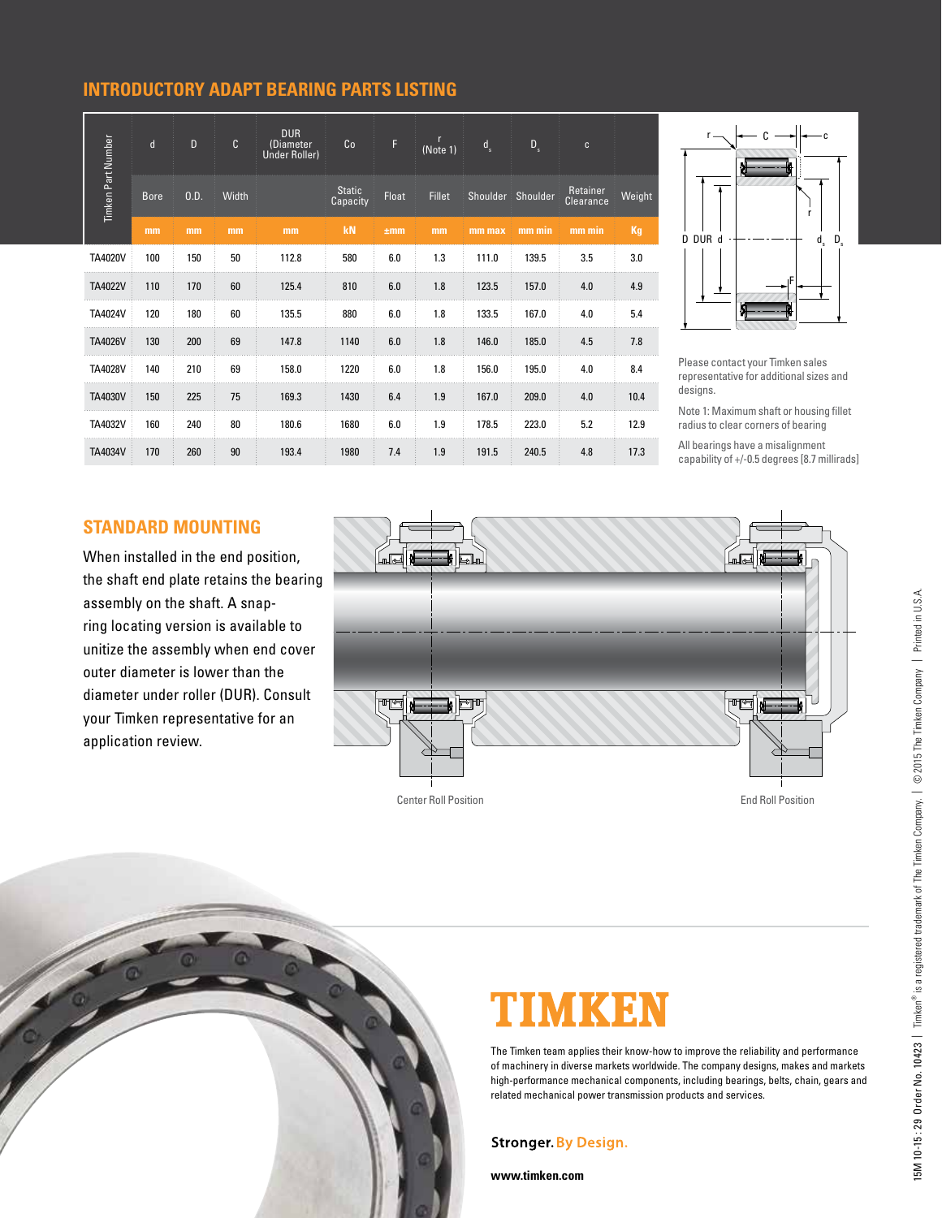## INTRODUCTORY ADAPT BEARING PARTS LISTING

| Timken Part Number | d | D | C | DUR (Diameter Under Roller) | Co | F | r (Note 1) | $d_s$ | $D_s$ | c | |
|---|---|---|---|---|---|---|---|---|---|---|---|
| | Bore | O.D. | Width | | Static Capacity | Float | Fillet | Shoulder | Shoulder | Retainer Clearance | Weight |
| | mm | mm | mm | mm | kN | ±mm | mm | mm max | mm min | mm min | Kg |
| TA4020V | 100 | 150 | 50 | 112.8 | 580 | 6.0 | 1.3 | 111.0 | 139.5 | 3.5 | 3.0 |
| TA4022V | 110 | 170 | 60 | 125.4 | 810 | 6.0 | 1.8 | 123.5 | 157.0 | 4.0 | 4.9 |
| TA4024V | 120 | 180 | 60 | 135.5 | 880 | 6.0 | 1.8 | 133.5 | 167.0 | 4.0 | 5.4 |
| TA4026V | 130 | 200 | 69 | 147.8 | 1140 | 6.0 | 1.8 | 146.0 | 185.0 | 4.5 | 7.8 |
| TA4028V | 140 | 210 | 69 | 158.0 | 1220 | 6.0 | 1.8 | 156.0 | 195.0 | 4.0 | 8.4 |
| TA4030V | 150 | 225 | 75 | 169.3 | 1430 | 6.4 | 1.9 | 167.0 | 209.0 | 4.0 | 10.4 |
| TA4032V | 160 | 240 | 80 | 180.6 | 1680 | 6.0 | 1.9 | 178.5 | 223.0 | 5.2 | 12.9 |
| TA4034V | 170 | 260 | 90 | 193.4 | 1980 | 7.4 | 1.9 | 191.5 | 240.5 | 4.8 | 17.3 |

r C c r D DUR d $d_s$ $D_s$ F

Please contact your Timken sales representative for additional sizes and designs.

Note 1: Maximum shaft or housing fillet radius to clear corners of bearing

All bearings have a misalignment capability of +/-0.5 degrees [8.7 millirads]

## STANDARD MOUNTING

When installed in the end position, the shaft end plate retains the bearing assembly on the shaft. A snap-ring locating version is available to unitize the assembly when end cover outer diameter is lower than the diameter under roller (DUR). Consult your Timken representative for an application review.

Center Roll Position

End Roll Position

# TIMKEN

The Timken team applies their know-how to improve the reliability and performance of machinery in diverse markets worldwide. The company designs, makes and markets high-performance mechanical components, including bearings, belts, chain, gears and related mechanical power transmission products and services.

**Stronger. By Design.**

**www.timken.com**

15M 10-15 : 29 Order No. 10423 | Timken® is a registered trademark of The Timken Company. | © 2015 The Timken Company | Printed in U.S.A.